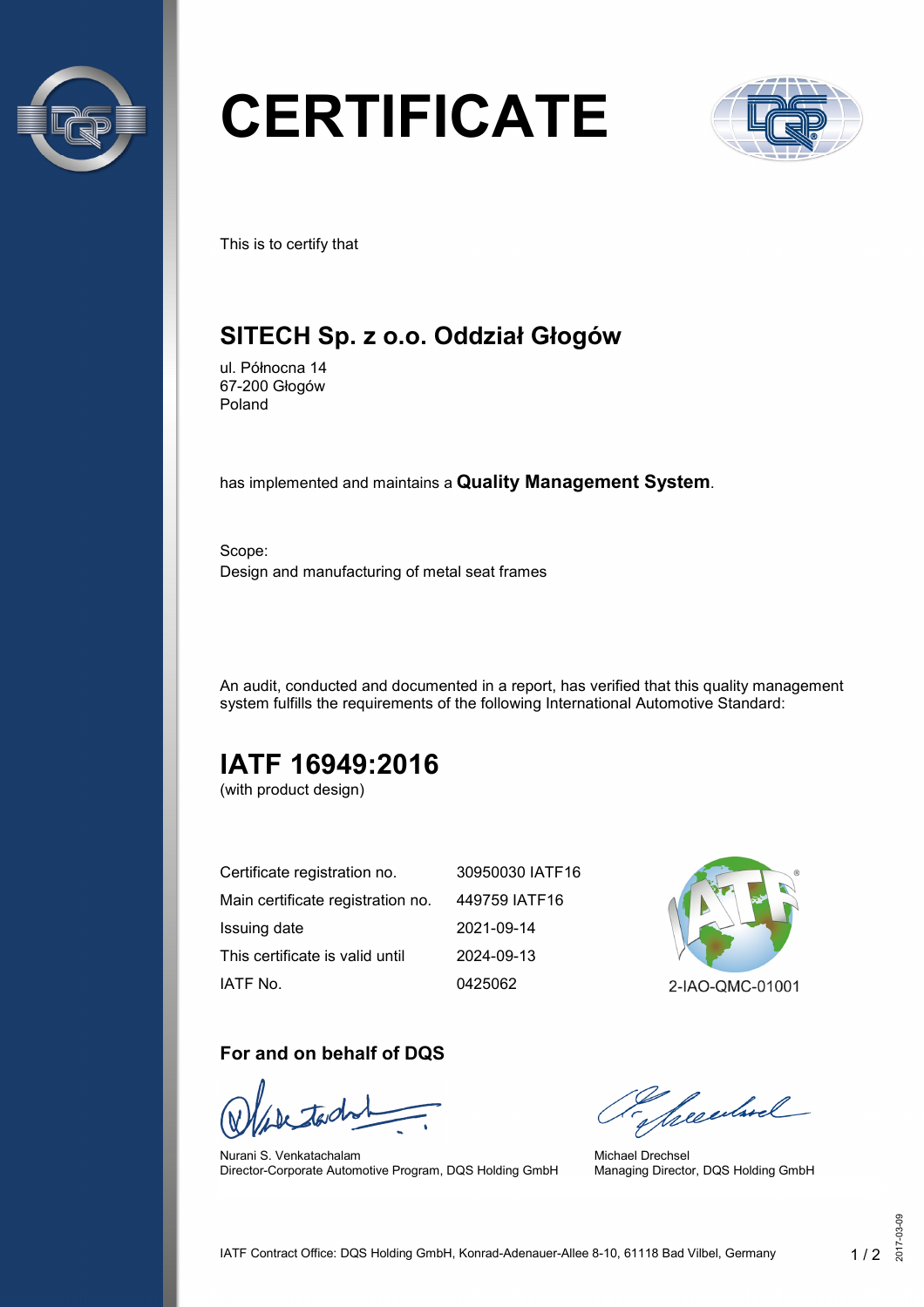# CERTIFICATE

This is to certify that

## SITECH Sp. z o.o. Oddział Głogów

ul. Północna 14
67-200 Głogów
Poland

has implemented and maintains a **Quality Management System**.

Scope:
Design and manufacturing of metal seat frames

An audit, conducted and documented in a report, has verified that this quality management system fulfills the requirements of the following International Automotive Standard:

## IATF 16949:2016

(with product design)

| | |
|---|---|
| Certificate registration no. | 30950030 IATF16 |
| Main certificate registration no. | 449759 IATF16 |
| Issuing date | 2021-09-14 |
| This certificate is valid until | 2024-09-13 |
| IATF No. | 0425062 |

2-IAO-QMC-01001

### For and on behalf of DQS

Nurani S. Venkatachalam
Director-Corporate Automotive Program, DQS Holding GmbH

Michael Drechsel
Managing Director, DQS Holding GmbH

IATF Contract Office: DQS Holding GmbH, Konrad-Adenauer-Allee 8-10, 61118 Bad Vilbel, Germany

2017-03-09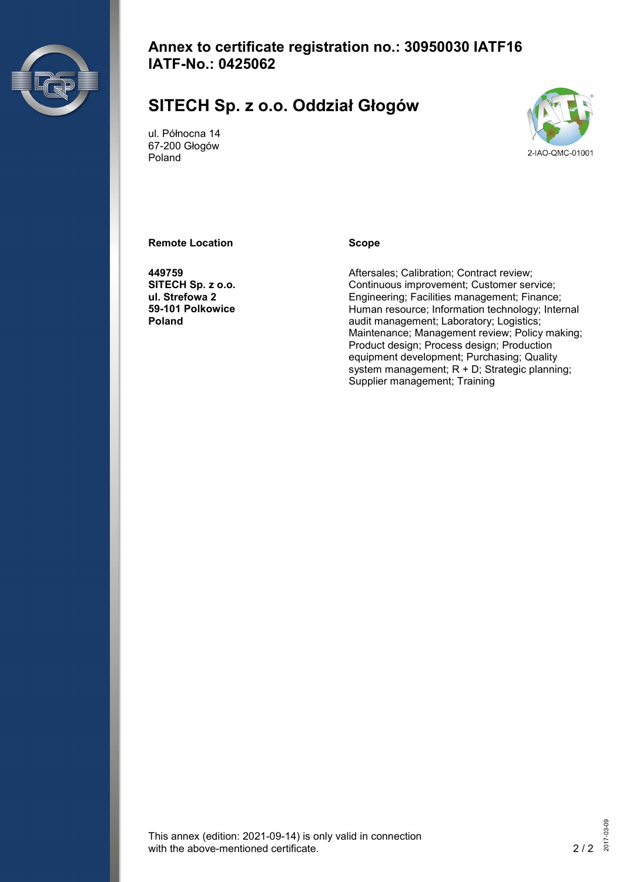# Annex to certificate registration no.: 30950030 IATF16
# IATF-No.: 0425062

## SITECH Sp. z o.o. Oddział Głogów

ul. Północna 14
67-200 Głogów
Poland

2-IAO-QMC-01001

| **Remote Location** | **Scope** |
|---|---|
| **449759**<br>**SITECH Sp. z o.o.**<br>**ul. Strefowa 2**<br>**59-101 Polkowice**<br>**Poland** | Aftersales; Calibration; Contract review; Continuous improvement; Customer service; Engineering; Facilities management; Finance; Human resource; Information technology; Internal audit management; Laboratory; Logistics; Maintenance; Management review; Policy making; Product design; Process design; Production equipment development; Purchasing; Quality system management; R + D; Strategic planning; Supplier management; Training |

This annex (edition: 2021-09-14) is only valid in connection with the above-mentioned certificate.

2017-03-09